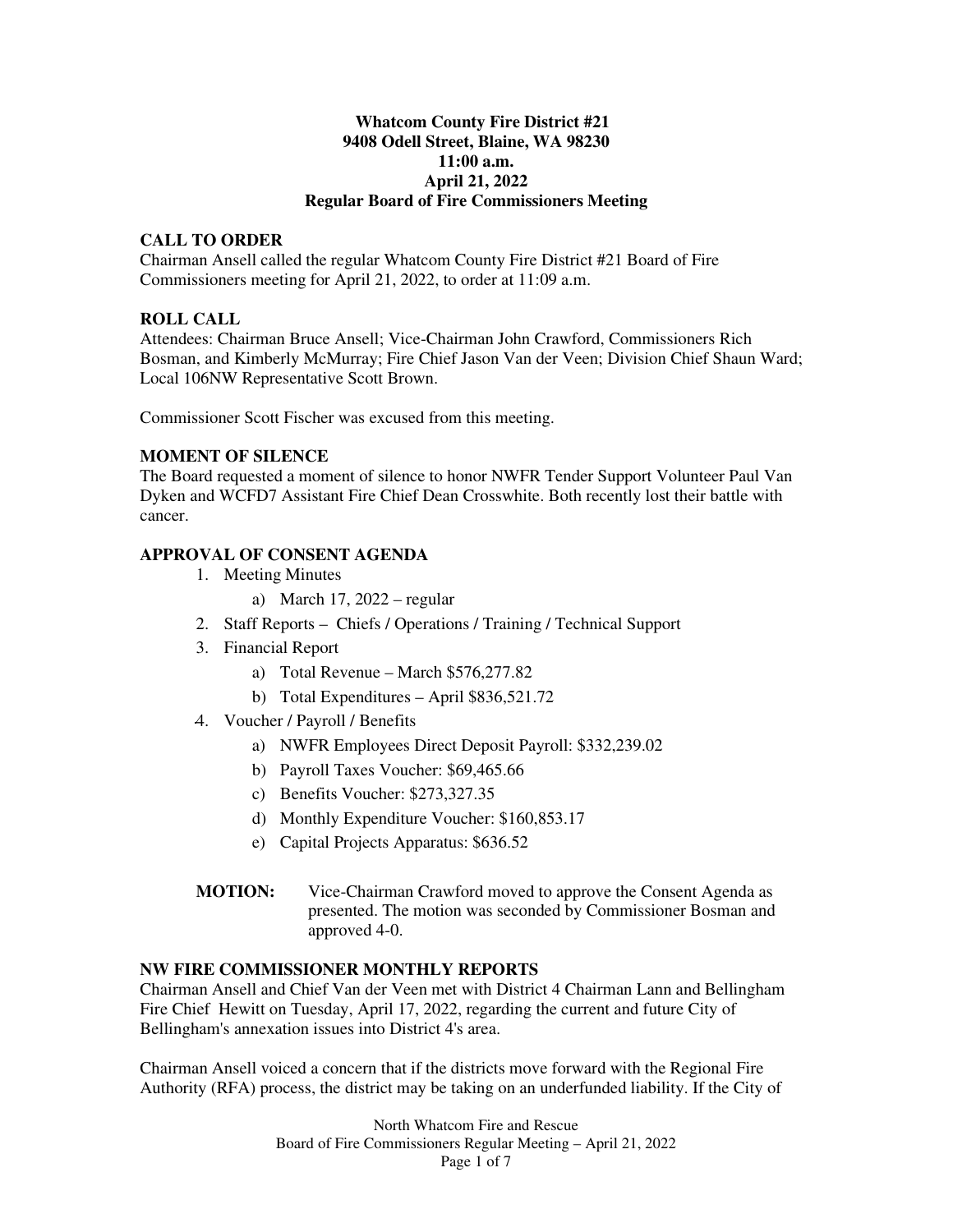**Whatcom County Fire District #21**
**9408 Odell Street, Blaine, WA 98230**
**11:00 a.m.**
**April 21, 2022**
**Regular Board of Fire Commissioners Meeting**

## CALL TO ORDER

Chairman Ansell called the regular Whatcom County Fire District #21 Board of Fire Commissioners meeting for April 21, 2022, to order at 11:09 a.m.

## ROLL CALL

Attendees: Chairman Bruce Ansell; Vice-Chairman John Crawford, Commissioners Rich Bosman, and Kimberly McMurray; Fire Chief Jason Van der Veen; Division Chief Shaun Ward; Local 106NW Representative Scott Brown.

Commissioner Scott Fischer was excused from this meeting.

## MOMENT OF SILENCE

The Board requested a moment of silence to honor NWFR Tender Support Volunteer Paul Van Dyken and WCFD7 Assistant Fire Chief Dean Crosswhite. Both recently lost their battle with cancer.

## APPROVAL OF CONSENT AGENDA

1. Meeting Minutes
   a) March 17, 2022 – regular
2. Staff Reports – Chiefs / Operations / Training / Technical Support
3. Financial Report
   a) Total Revenue – March $576,277.82
   b) Total Expenditures – April $836,521.72
4. Voucher / Payroll / Benefits
   a) NWFR Employees Direct Deposit Payroll: $332,239.02
   b) Payroll Taxes Voucher: $69,465.66
   c) Benefits Voucher: $273,327.35
   d) Monthly Expenditure Voucher: $160,853.17
   e) Capital Projects Apparatus: $636.52

**MOTION:** Vice-Chairman Crawford moved to approve the Consent Agenda as presented. The motion was seconded by Commissioner Bosman and approved 4-0.

## NW FIRE COMMISSIONER MONTHLY REPORTS

Chairman Ansell and Chief Van der Veen met with District 4 Chairman Lann and Bellingham Fire Chief Hewitt on Tuesday, April 17, 2022, regarding the current and future City of Bellingham's annexation issues into District 4's area.

Chairman Ansell voiced a concern that if the districts move forward with the Regional Fire Authority (RFA) process, the district may be taking on an underfunded liability. If the City of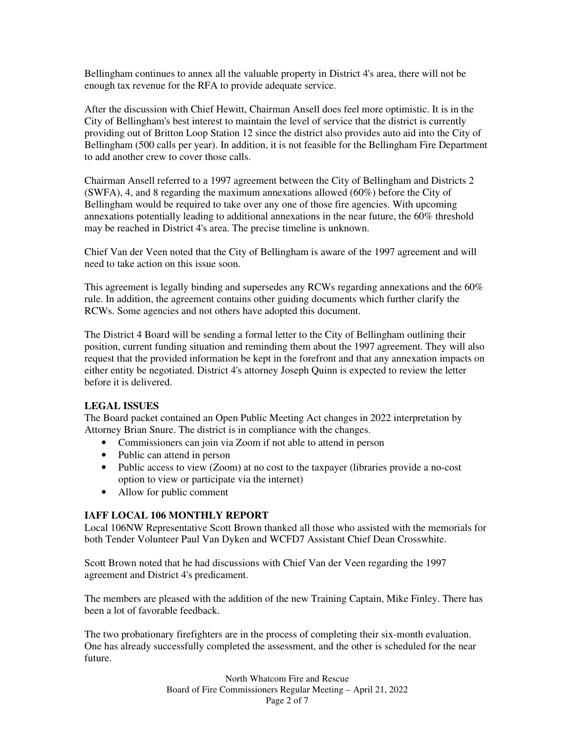Bellingham continues to annex all the valuable property in District 4's area, there will not be enough tax revenue for the RFA to provide adequate service.

After the discussion with Chief Hewitt, Chairman Ansell does feel more optimistic. It is in the City of Bellingham's best interest to maintain the level of service that the district is currently providing out of Britton Loop Station 12 since the district also provides auto aid into the City of Bellingham (500 calls per year). In addition, it is not feasible for the Bellingham Fire Department to add another crew to cover those calls.

Chairman Ansell referred to a 1997 agreement between the City of Bellingham and Districts 2 (SWFA), 4, and 8 regarding the maximum annexations allowed (60%) before the City of Bellingham would be required to take over any one of those fire agencies. With upcoming annexations potentially leading to additional annexations in the near future, the 60% threshold may be reached in District 4's area. The precise timeline is unknown.

Chief Van der Veen noted that the City of Bellingham is aware of the 1997 agreement and will need to take action on this issue soon.

This agreement is legally binding and supersedes any RCWs regarding annexations and the 60% rule. In addition, the agreement contains other guiding documents which further clarify the RCWs. Some agencies and not others have adopted this document.

The District 4 Board will be sending a formal letter to the City of Bellingham outlining their position, current funding situation and reminding them about the 1997 agreement. They will also request that the provided information be kept in the forefront and that any annexation impacts on either entity be negotiated. District 4's attorney Joseph Quinn is expected to review the letter before it is delivered.

**LEGAL ISSUES**

The Board packet contained an Open Public Meeting Act changes in 2022 interpretation by Attorney Brian Snure. The district is in compliance with the changes.

- Commissioners can join via Zoom if not able to attend in person
- Public can attend in person
- Public access to view (Zoom) at no cost to the taxpayer (libraries provide a no-cost option to view or participate via the internet)
- Allow for public comment

**IAFF LOCAL 106 MONTHLY REPORT**

Local 106NW Representative Scott Brown thanked all those who assisted with the memorials for both Tender Volunteer Paul Van Dyken and WCFD7 Assistant Chief Dean Crosswhite.

Scott Brown noted that he had discussions with Chief Van der Veen regarding the 1997 agreement and District 4's predicament.

The members are pleased with the addition of the new Training Captain, Mike Finley. There has been a lot of favorable feedback.

The two probationary firefighters are in the process of completing their six-month evaluation. One has already successfully completed the assessment, and the other is scheduled for the near future.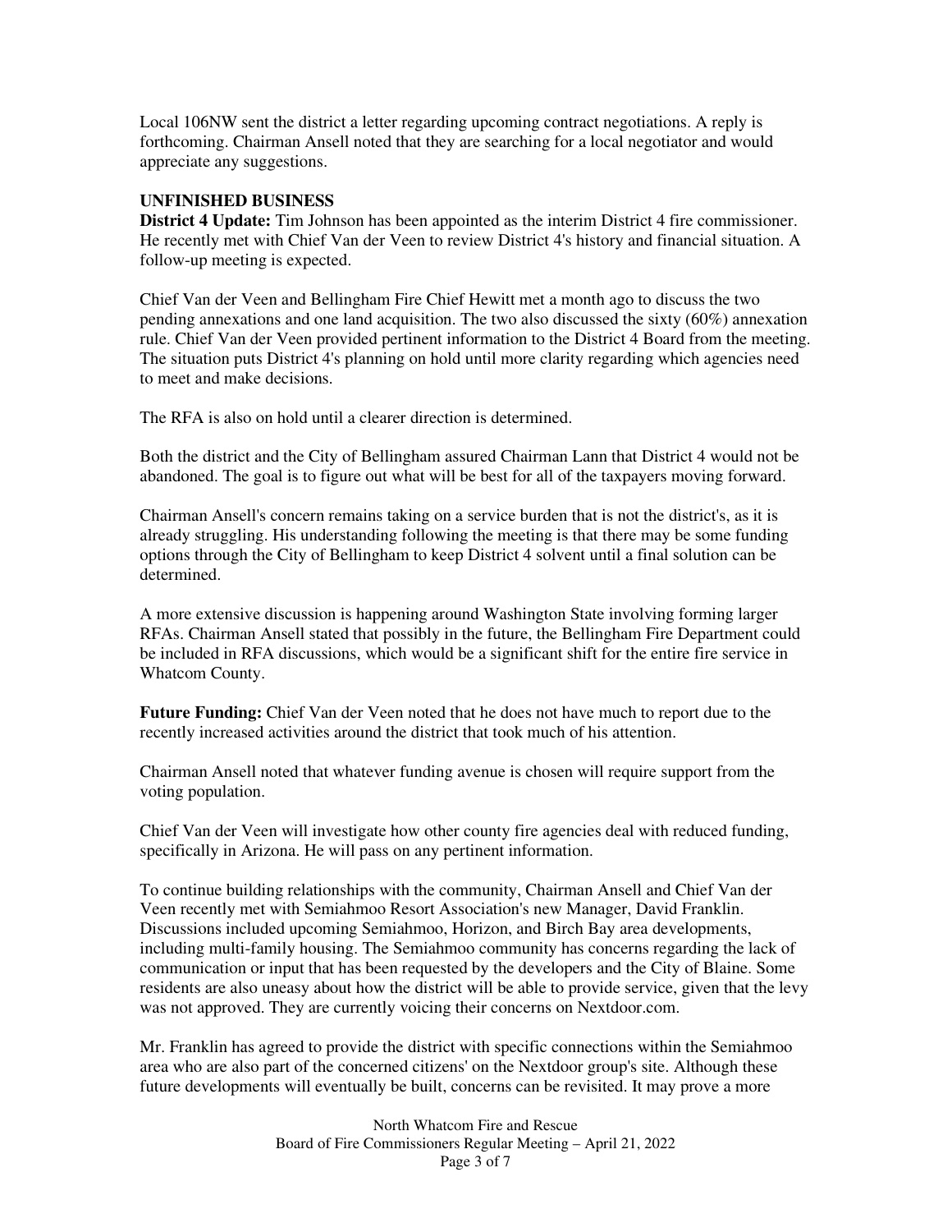Local 106NW sent the district a letter regarding upcoming contract negotiations. A reply is forthcoming. Chairman Ansell noted that they are searching for a local negotiator and would appreciate any suggestions.

**UNFINISHED BUSINESS**

**District 4 Update:** Tim Johnson has been appointed as the interim District 4 fire commissioner. He recently met with Chief Van der Veen to review District 4's history and financial situation. A follow-up meeting is expected.

Chief Van der Veen and Bellingham Fire Chief Hewitt met a month ago to discuss the two pending annexations and one land acquisition. The two also discussed the sixty (60%) annexation rule. Chief Van der Veen provided pertinent information to the District 4 Board from the meeting. The situation puts District 4's planning on hold until more clarity regarding which agencies need to meet and make decisions.

The RFA is also on hold until a clearer direction is determined.

Both the district and the City of Bellingham assured Chairman Lann that District 4 would not be abandoned. The goal is to figure out what will be best for all of the taxpayers moving forward.

Chairman Ansell's concern remains taking on a service burden that is not the district's, as it is already struggling. His understanding following the meeting is that there may be some funding options through the City of Bellingham to keep District 4 solvent until a final solution can be determined.

A more extensive discussion is happening around Washington State involving forming larger RFAs. Chairman Ansell stated that possibly in the future, the Bellingham Fire Department could be included in RFA discussions, which would be a significant shift for the entire fire service in Whatcom County.

**Future Funding:** Chief Van der Veen noted that he does not have much to report due to the recently increased activities around the district that took much of his attention.

Chairman Ansell noted that whatever funding avenue is chosen will require support from the voting population.

Chief Van der Veen will investigate how other county fire agencies deal with reduced funding, specifically in Arizona. He will pass on any pertinent information.

To continue building relationships with the community, Chairman Ansell and Chief Van der Veen recently met with Semiahmoo Resort Association's new Manager, David Franklin. Discussions included upcoming Semiahmoo, Horizon, and Birch Bay area developments, including multi-family housing. The Semiahmoo community has concerns regarding the lack of communication or input that has been requested by the developers and the City of Blaine. Some residents are also uneasy about how the district will be able to provide service, given that the levy was not approved. They are currently voicing their concerns on Nextdoor.com.

Mr. Franklin has agreed to provide the district with specific connections within the Semiahmoo area who are also part of the concerned citizens' on the Nextdoor group's site. Although these future developments will eventually be built, concerns can be revisited. It may prove a more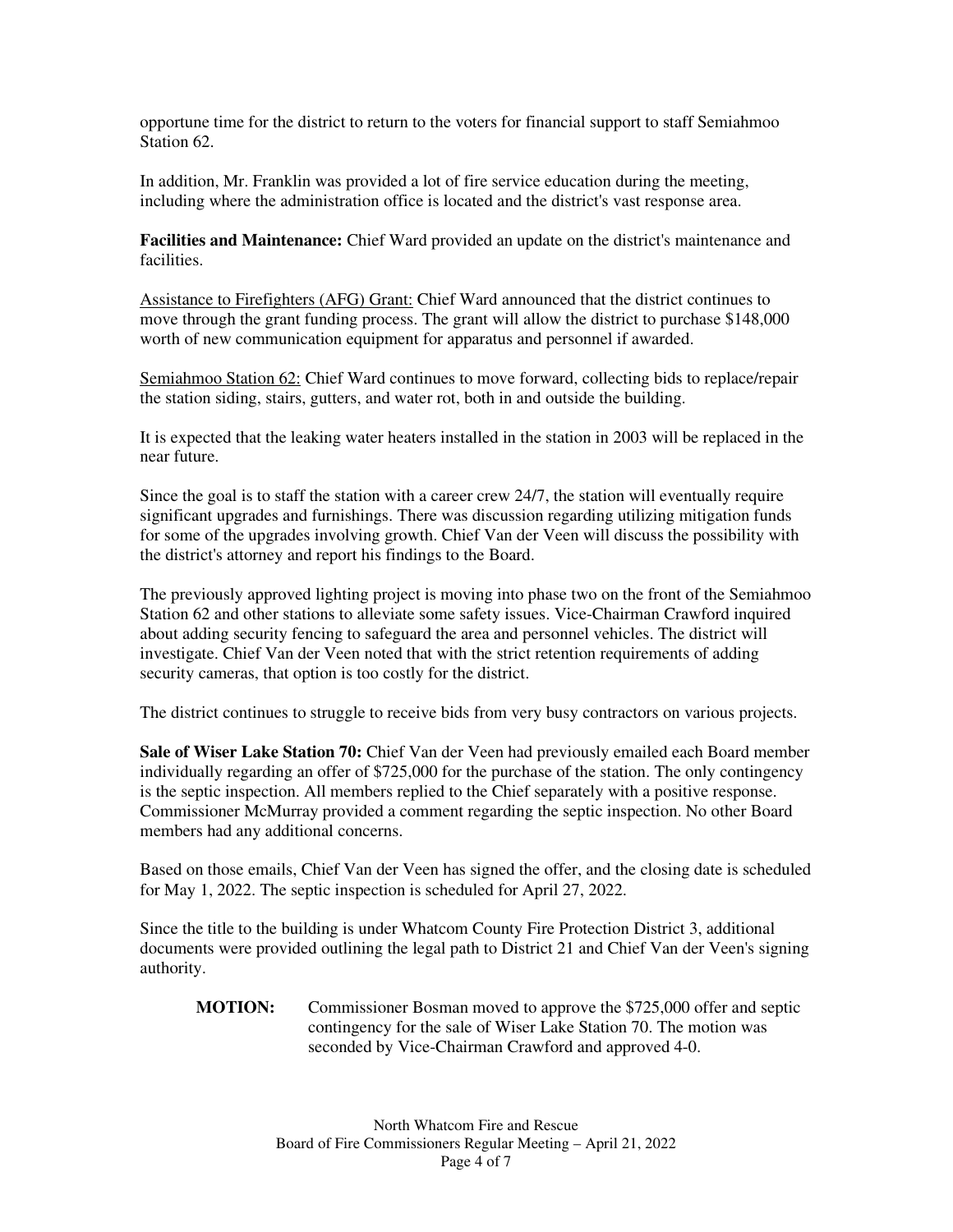opportune time for the district to return to the voters for financial support to staff Semiahmoo Station 62.

In addition, Mr. Franklin was provided a lot of fire service education during the meeting, including where the administration office is located and the district's vast response area.

**Facilities and Maintenance:** Chief Ward provided an update on the district's maintenance and facilities.

Assistance to Firefighters (AFG) Grant: Chief Ward announced that the district continues to move through the grant funding process. The grant will allow the district to purchase $148,000 worth of new communication equipment for apparatus and personnel if awarded.

Semiahmoo Station 62: Chief Ward continues to move forward, collecting bids to replace/repair the station siding, stairs, gutters, and water rot, both in and outside the building.

It is expected that the leaking water heaters installed in the station in 2003 will be replaced in the near future.

Since the goal is to staff the station with a career crew 24/7, the station will eventually require significant upgrades and furnishings. There was discussion regarding utilizing mitigation funds for some of the upgrades involving growth. Chief Van der Veen will discuss the possibility with the district's attorney and report his findings to the Board.

The previously approved lighting project is moving into phase two on the front of the Semiahmoo Station 62 and other stations to alleviate some safety issues. Vice-Chairman Crawford inquired about adding security fencing to safeguard the area and personnel vehicles. The district will investigate. Chief Van der Veen noted that with the strict retention requirements of adding security cameras, that option is too costly for the district.

The district continues to struggle to receive bids from very busy contractors on various projects.

**Sale of Wiser Lake Station 70:** Chief Van der Veen had previously emailed each Board member individually regarding an offer of $725,000 for the purchase of the station. The only contingency is the septic inspection. All members replied to the Chief separately with a positive response. Commissioner McMurray provided a comment regarding the septic inspection. No other Board members had any additional concerns.

Based on those emails, Chief Van der Veen has signed the offer, and the closing date is scheduled for May 1, 2022. The septic inspection is scheduled for April 27, 2022.

Since the title to the building is under Whatcom County Fire Protection District 3, additional documents were provided outlining the legal path to District 21 and Chief Van der Veen's signing authority.

**MOTION:** Commissioner Bosman moved to approve the $725,000 offer and septic contingency for the sale of Wiser Lake Station 70. The motion was seconded by Vice-Chairman Crawford and approved 4-0.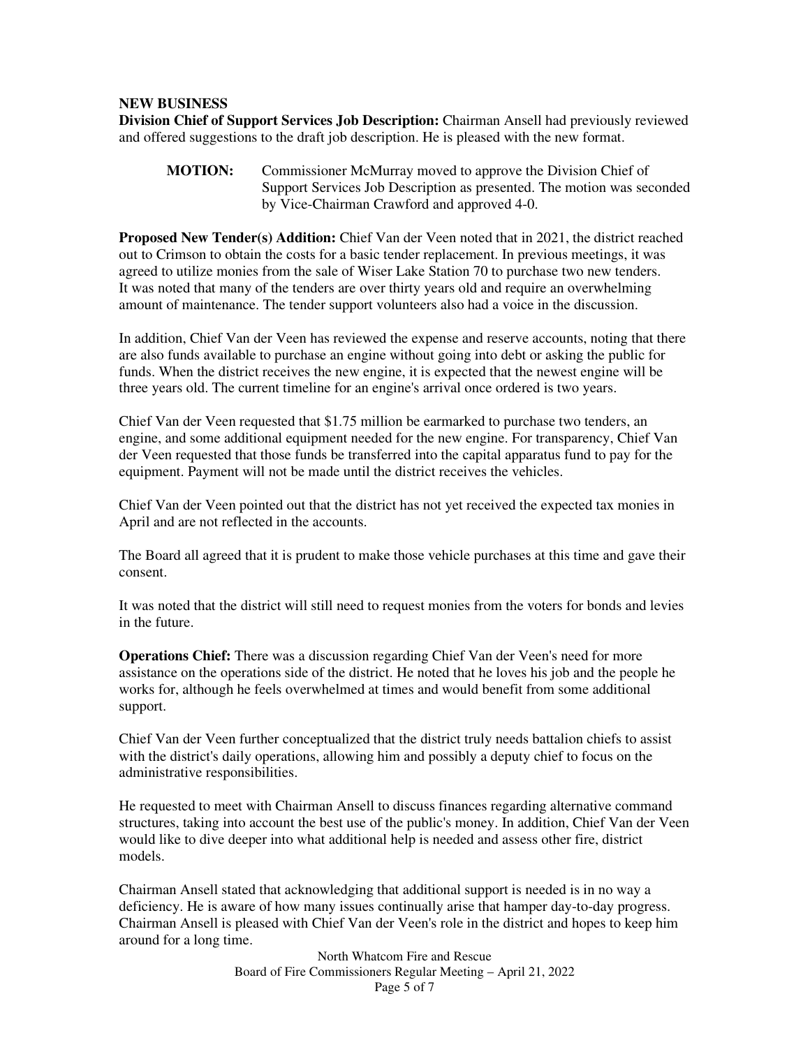**NEW BUSINESS**

**Division Chief of Support Services Job Description:** Chairman Ansell had previously reviewed and offered suggestions to the draft job description. He is pleased with the new format.

> **MOTION:** Commissioner McMurray moved to approve the Division Chief of Support Services Job Description as presented. The motion was seconded by Vice-Chairman Crawford and approved 4-0.

**Proposed New Tender(s) Addition:** Chief Van der Veen noted that in 2021, the district reached out to Crimson to obtain the costs for a basic tender replacement. In previous meetings, it was agreed to utilize monies from the sale of Wiser Lake Station 70 to purchase two new tenders. It was noted that many of the tenders are over thirty years old and require an overwhelming amount of maintenance. The tender support volunteers also had a voice in the discussion.

In addition, Chief Van der Veen has reviewed the expense and reserve accounts, noting that there are also funds available to purchase an engine without going into debt or asking the public for funds. When the district receives the new engine, it is expected that the newest engine will be three years old. The current timeline for an engine's arrival once ordered is two years.

Chief Van der Veen requested that $1.75 million be earmarked to purchase two tenders, an engine, and some additional equipment needed for the new engine. For transparency, Chief Van der Veen requested that those funds be transferred into the capital apparatus fund to pay for the equipment. Payment will not be made until the district receives the vehicles.

Chief Van der Veen pointed out that the district has not yet received the expected tax monies in April and are not reflected in the accounts.

The Board all agreed that it is prudent to make those vehicle purchases at this time and gave their consent.

It was noted that the district will still need to request monies from the voters for bonds and levies in the future.

**Operations Chief:** There was a discussion regarding Chief Van der Veen's need for more assistance on the operations side of the district. He noted that he loves his job and the people he works for, although he feels overwhelmed at times and would benefit from some additional support.

Chief Van der Veen further conceptualized that the district truly needs battalion chiefs to assist with the district's daily operations, allowing him and possibly a deputy chief to focus on the administrative responsibilities.

He requested to meet with Chairman Ansell to discuss finances regarding alternative command structures, taking into account the best use of the public's money. In addition, Chief Van der Veen would like to dive deeper into what additional help is needed and assess other fire, district models.

Chairman Ansell stated that acknowledging that additional support is needed is in no way a deficiency. He is aware of how many issues continually arise that hamper day-to-day progress. Chairman Ansell is pleased with Chief Van der Veen's role in the district and hopes to keep him around for a long time.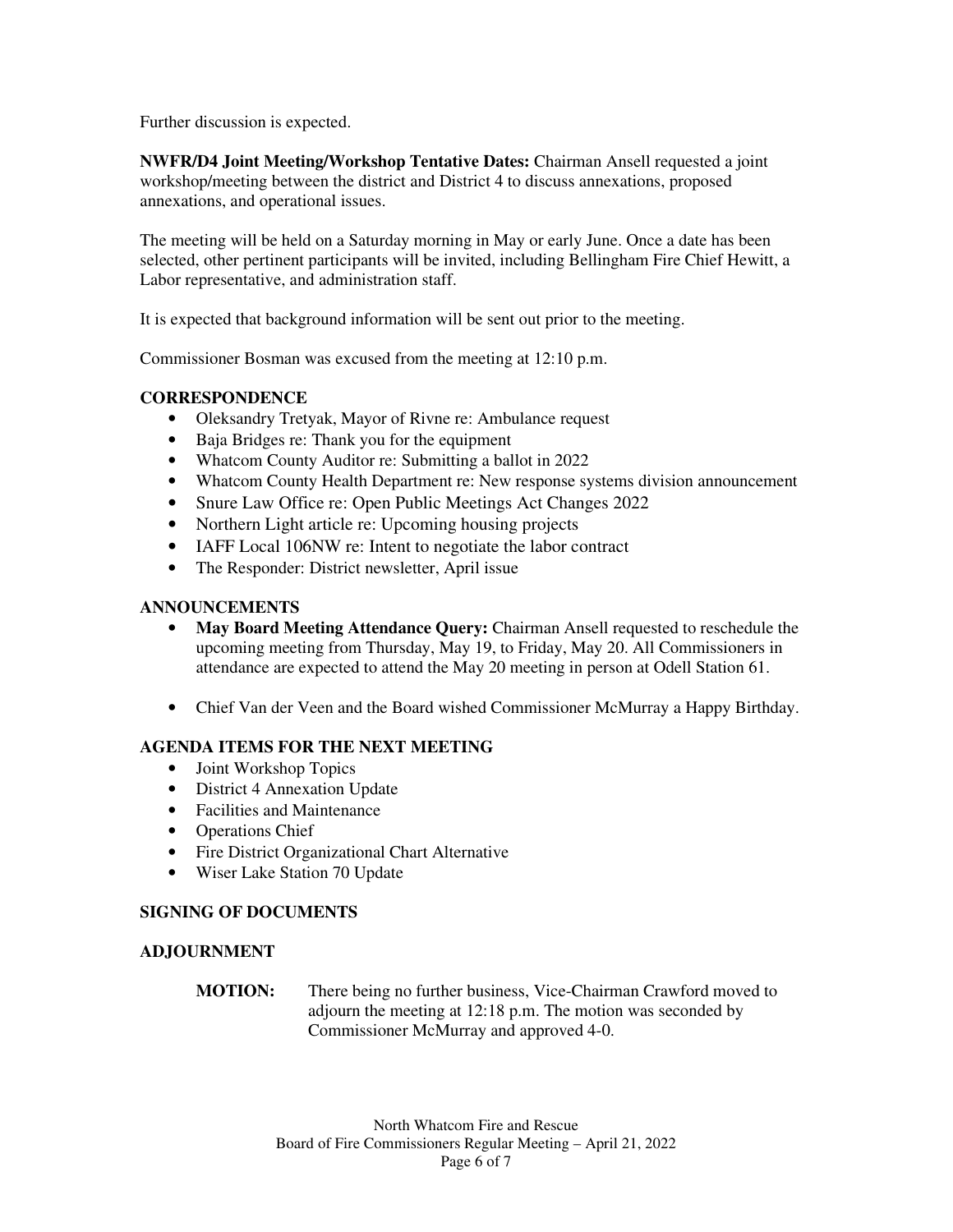Further discussion is expected.

**NWFR/D4 Joint Meeting/Workshop Tentative Dates:** Chairman Ansell requested a joint workshop/meeting between the district and District 4 to discuss annexations, proposed annexations, and operational issues.

The meeting will be held on a Saturday morning in May or early June. Once a date has been selected, other pertinent participants will be invited, including Bellingham Fire Chief Hewitt, a Labor representative, and administration staff.

It is expected that background information will be sent out prior to the meeting.

Commissioner Bosman was excused from the meeting at 12:10 p.m.

## CORRESPONDENCE

- Oleksandry Tretyak, Mayor of Rivne re: Ambulance request
- Baja Bridges re: Thank you for the equipment
- Whatcom County Auditor re: Submitting a ballot in 2022
- Whatcom County Health Department re: New response systems division announcement
- Snure Law Office re: Open Public Meetings Act Changes 2022
- Northern Light article re: Upcoming housing projects
- IAFF Local 106NW re: Intent to negotiate the labor contract
- The Responder: District newsletter, April issue

## ANNOUNCEMENTS

- **May Board Meeting Attendance Query:** Chairman Ansell requested to reschedule the upcoming meeting from Thursday, May 19, to Friday, May 20. All Commissioners in attendance are expected to attend the May 20 meeting in person at Odell Station 61.
- Chief Van der Veen and the Board wished Commissioner McMurray a Happy Birthday.

## AGENDA ITEMS FOR THE NEXT MEETING

- Joint Workshop Topics
- District 4 Annexation Update
- Facilities and Maintenance
- Operations Chief
- Fire District Organizational Chart Alternative
- Wiser Lake Station 70 Update

## SIGNING OF DOCUMENTS

## ADJOURNMENT

**MOTION:** There being no further business, Vice-Chairman Crawford moved to adjourn the meeting at 12:18 p.m. The motion was seconded by Commissioner McMurray and approved 4-0.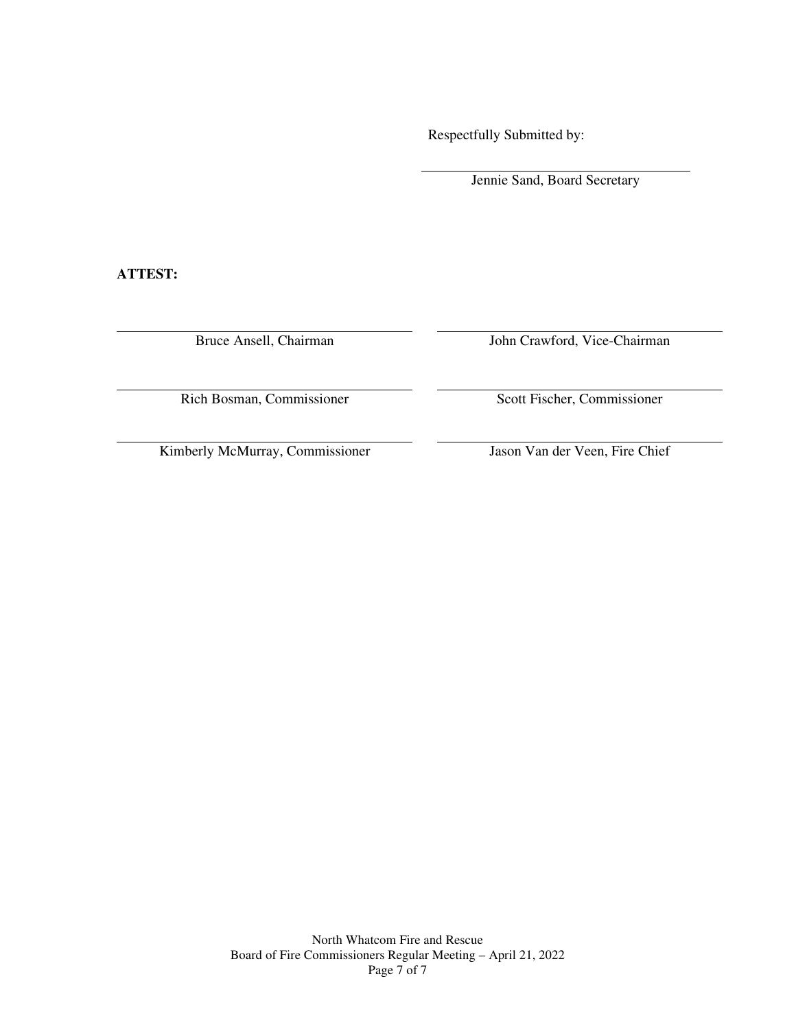Respectfully Submitted by:

\_\_\_\_\_\_\_\_\_\_\_\_\_\_\_\_\_\_\_\_\_\_\_\_\_\_\_\_\_\_\_\_\_\_

Jennie Sand, Board Secretary

**ATTEST:**

| | |
|---|---|
| Bruce Ansell, Chairman | John Crawford, Vice-Chairman |
| Rich Bosman, Commissioner | Scott Fischer, Commissioner |
| Kimberly McMurray, Commissioner | Jason Van der Veen, Fire Chief |